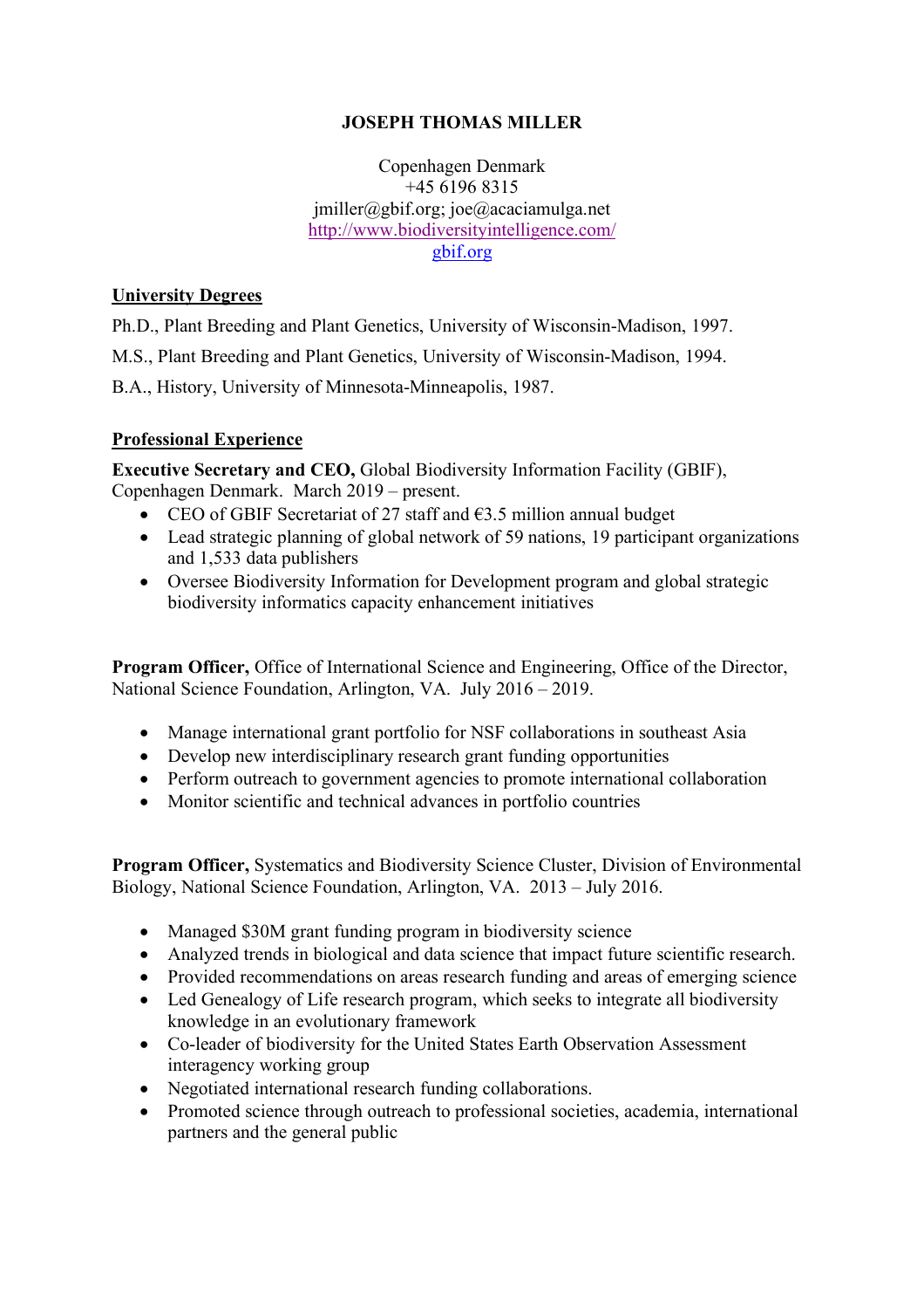# JOSEPH THOMAS MILLER

Copenhagen Denmark
+45 6196 8315
jmiller@gbif.org; joe@acaciamulga.net
http://www.biodiversityintelligence.com/
gbif.org

## University Degrees

Ph.D., Plant Breeding and Plant Genetics, University of Wisconsin-Madison, 1997.

M.S., Plant Breeding and Plant Genetics, University of Wisconsin-Madison, 1994.

B.A., History, University of Minnesota-Minneapolis, 1987.

## Professional Experience

**Executive Secretary and CEO,** Global Biodiversity Information Facility (GBIF), Copenhagen Denmark. March 2019 – present.

- CEO of GBIF Secretariat of 27 staff and €3.5 million annual budget
- Lead strategic planning of global network of 59 nations, 19 participant organizations and 1,533 data publishers
- Oversee Biodiversity Information for Development program and global strategic biodiversity informatics capacity enhancement initiatives

**Program Officer,** Office of International Science and Engineering, Office of the Director, National Science Foundation, Arlington, VA. July 2016 – 2019.

- Manage international grant portfolio for NSF collaborations in southeast Asia
- Develop new interdisciplinary research grant funding opportunities
- Perform outreach to government agencies to promote international collaboration
- Monitor scientific and technical advances in portfolio countries

**Program Officer,** Systematics and Biodiversity Science Cluster, Division of Environmental Biology, National Science Foundation, Arlington, VA. 2013 – July 2016.

- Managed $30M grant funding program in biodiversity science
- Analyzed trends in biological and data science that impact future scientific research.
- Provided recommendations on areas research funding and areas of emerging science
- Led Genealogy of Life research program, which seeks to integrate all biodiversity knowledge in an evolutionary framework
- Co-leader of biodiversity for the United States Earth Observation Assessment interagency working group
- Negotiated international research funding collaborations.
- Promoted science through outreach to professional societies, academia, international partners and the general public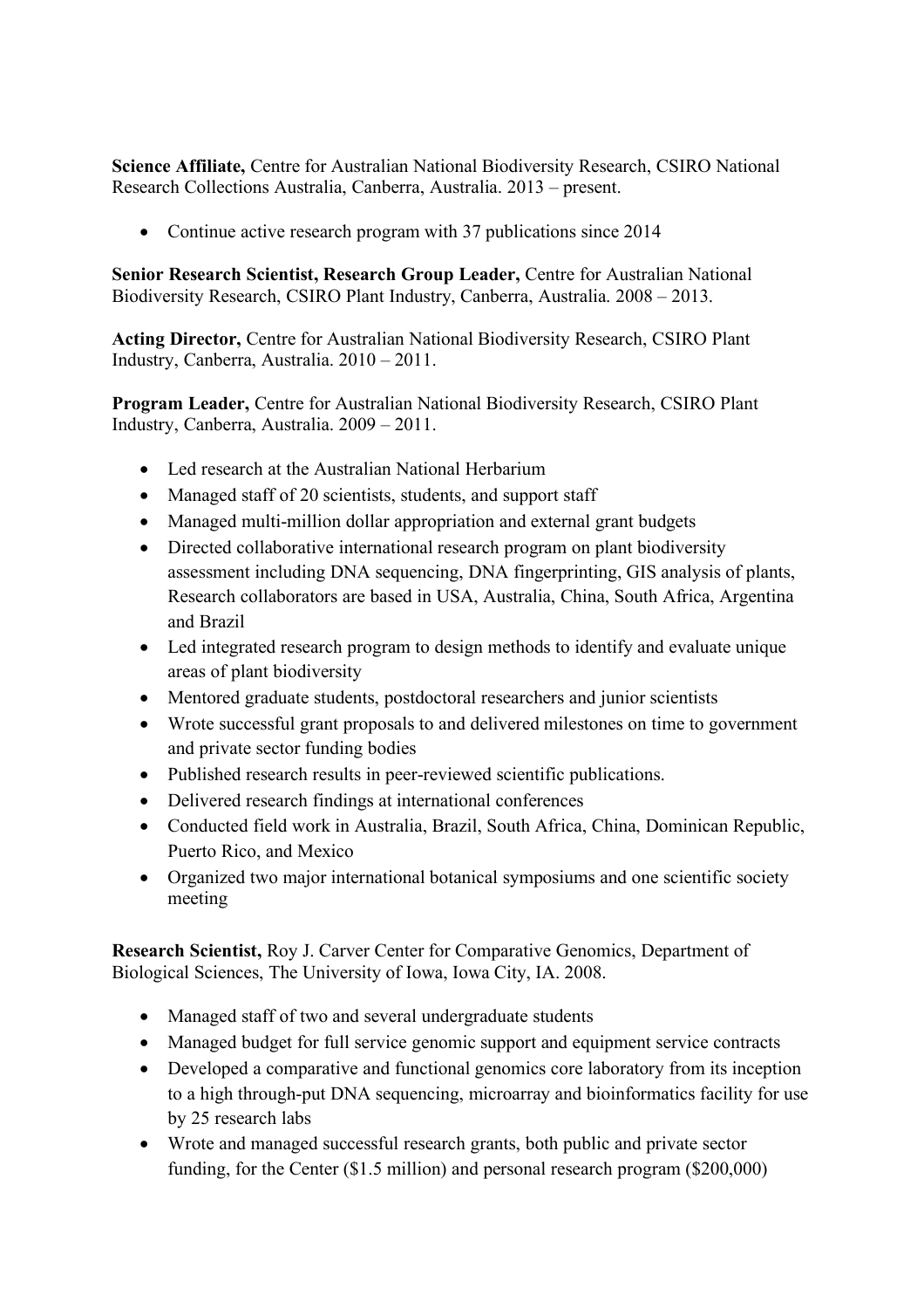**Science Affiliate,** Centre for Australian National Biodiversity Research, CSIRO National Research Collections Australia, Canberra, Australia. 2013 – present.

- Continue active research program with 37 publications since 2014

**Senior Research Scientist, Research Group Leader,** Centre for Australian National Biodiversity Research, CSIRO Plant Industry, Canberra, Australia. 2008 – 2013.

**Acting Director,** Centre for Australian National Biodiversity Research, CSIRO Plant Industry, Canberra, Australia. 2010 – 2011.

**Program Leader,** Centre for Australian National Biodiversity Research, CSIRO Plant Industry, Canberra, Australia. 2009 – 2011.

- Led research at the Australian National Herbarium
- Managed staff of 20 scientists, students, and support staff
- Managed multi-million dollar appropriation and external grant budgets
- Directed collaborative international research program on plant biodiversity assessment including DNA sequencing, DNA fingerprinting, GIS analysis of plants, Research collaborators are based in USA, Australia, China, South Africa, Argentina and Brazil
- Led integrated research program to design methods to identify and evaluate unique areas of plant biodiversity
- Mentored graduate students, postdoctoral researchers and junior scientists
- Wrote successful grant proposals to and delivered milestones on time to government and private sector funding bodies
- Published research results in peer-reviewed scientific publications.
- Delivered research findings at international conferences
- Conducted field work in Australia, Brazil, South Africa, China, Dominican Republic, Puerto Rico, and Mexico
- Organized two major international botanical symposiums and one scientific society meeting

**Research Scientist,** Roy J. Carver Center for Comparative Genomics, Department of Biological Sciences, The University of Iowa, Iowa City, IA. 2008.

- Managed staff of two and several undergraduate students
- Managed budget for full service genomic support and equipment service contracts
- Developed a comparative and functional genomics core laboratory from its inception to a high through-put DNA sequencing, microarray and bioinformatics facility for use by 25 research labs
- Wrote and managed successful research grants, both public and private sector funding, for the Center ($1.5 million) and personal research program ($200,000)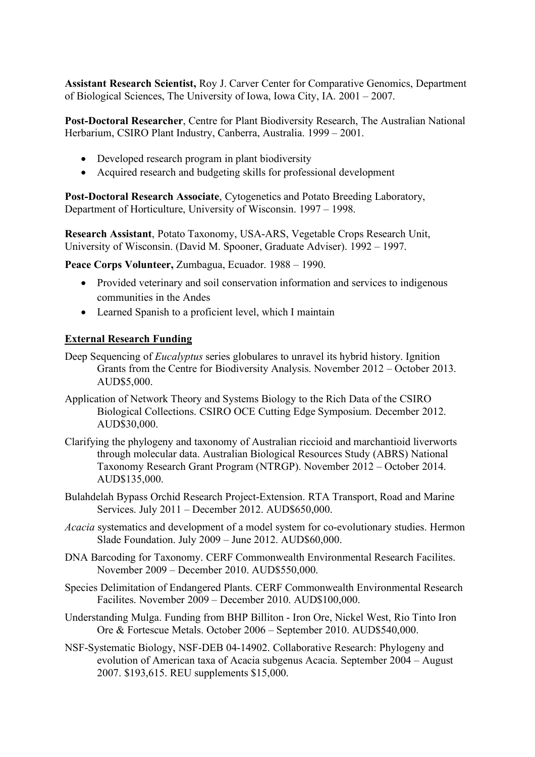**Assistant Research Scientist,** Roy J. Carver Center for Comparative Genomics, Department of Biological Sciences, The University of Iowa, Iowa City, IA. 2001 – 2007.

**Post-Doctoral Researcher**, Centre for Plant Biodiversity Research, The Australian National Herbarium, CSIRO Plant Industry, Canberra, Australia. 1999 – 2001.

- Developed research program in plant biodiversity
- Acquired research and budgeting skills for professional development

**Post-Doctoral Research Associate**, Cytogenetics and Potato Breeding Laboratory, Department of Horticulture, University of Wisconsin. 1997 – 1998.

**Research Assistant**, Potato Taxonomy, USA-ARS, Vegetable Crops Research Unit, University of Wisconsin. (David M. Spooner, Graduate Adviser). 1992 – 1997.

**Peace Corps Volunteer,** Zumbagua, Ecuador. 1988 – 1990.

- Provided veterinary and soil conservation information and services to indigenous communities in the Andes
- Learned Spanish to a proficient level, which I maintain

## External Research Funding

Deep Sequencing of *Eucalyptus* series globulares to unravel its hybrid history. Ignition Grants from the Centre for Biodiversity Analysis. November 2012 – October 2013. AUD$5,000.

Application of Network Theory and Systems Biology to the Rich Data of the CSIRO Biological Collections. CSIRO OCE Cutting Edge Symposium. December 2012. AUD$30,000.

Clarifying the phylogeny and taxonomy of Australian riccioid and marchantioid liverworts through molecular data. Australian Biological Resources Study (ABRS) National Taxonomy Research Grant Program (NTRGP). November 2012 – October 2014. AUD$135,000.

Bulahdelah Bypass Orchid Research Project-Extension. RTA Transport, Road and Marine Services. July 2011 – December 2012. AUD$650,000.

*Acacia* systematics and development of a model system for co-evolutionary studies. Hermon Slade Foundation. July 2009 – June 2012. AUD$60,000.

DNA Barcoding for Taxonomy. CERF Commonwealth Environmental Research Facilites. November 2009 – December 2010. AUD$550,000.

Species Delimitation of Endangered Plants. CERF Commonwealth Environmental Research Facilites. November 2009 – December 2010. AUD$100,000.

Understanding Mulga. Funding from BHP Billiton - Iron Ore, Nickel West, Rio Tinto Iron Ore & Fortescue Metals. October 2006 – September 2010. AUD$540,000.

NSF-Systematic Biology, NSF-DEB 04-14902. Collaborative Research: Phylogeny and evolution of American taxa of Acacia subgenus Acacia. September 2004 – August 2007. $193,615. REU supplements $15,000.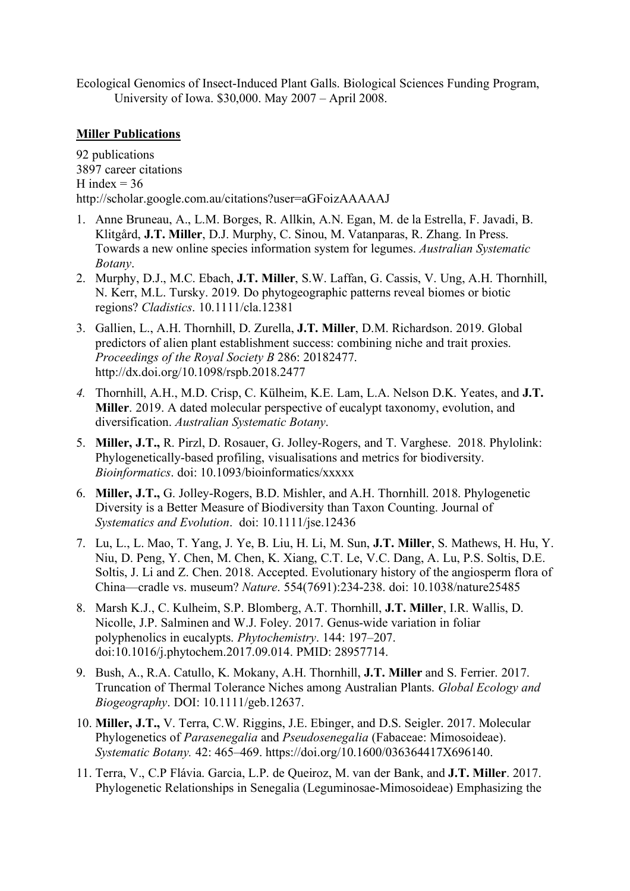Ecological Genomics of Insect-Induced Plant Galls. Biological Sciences Funding Program, University of Iowa. $30,000. May 2007 – April 2008.

**Miller Publications**

92 publications
3897 career citations
H index = 36
http://scholar.google.com.au/citations?user=aGFoizAAAAAJ

1. Anne Bruneau, A., L.M. Borges, R. Allkin, A.N. Egan, M. de la Estrella, F. Javadi, B. Klitgård, **J.T. Miller**, D.J. Murphy, C. Sinou, M. Vatanparas, R. Zhang. In Press. Towards a new online species information system for legumes. *Australian Systematic Botany*.
2. Murphy, D.J., M.C. Ebach, **J.T. Miller**, S.W. Laffan, G. Cassis, V. Ung, A.H. Thornhill, N. Kerr, M.L. Tursky. 2019. Do phytogeographic patterns reveal biomes or biotic regions? *Cladistics*. 10.1111/cla.12381
3. Gallien, L., A.H. Thornhill, D. Zurella, **J.T. Miller**, D.M. Richardson. 2019. Global predictors of alien plant establishment success: combining niche and trait proxies. *Proceedings of the Royal Society B* 286: 20182477. http://dx.doi.org/10.1098/rspb.2018.2477
4. Thornhill, A.H., M.D. Crisp, C. Külheim, K.E. Lam, L.A. Nelson D.K. Yeates, and **J.T. Miller**. 2019. A dated molecular perspective of eucalypt taxonomy, evolution, and diversification. *Australian Systematic Botany*.
5. **Miller, J.T.,** R. Pirzl, D. Rosauer, G. Jolley-Rogers, and T. Varghese. 2018. Phylolink: Phylogenetically-based profiling, visualisations and metrics for biodiversity. *Bioinformatics*. doi: 10.1093/bioinformatics/xxxxx
6. **Miller, J.T.,** G. Jolley-Rogers, B.D. Mishler, and A.H. Thornhill. 2018. Phylogenetic Diversity is a Better Measure of Biodiversity than Taxon Counting. Journal of *Systematics and Evolution*. doi: 10.1111/jse.12436
7. Lu, L., L. Mao, T. Yang, J. Ye, B. Liu, H. Li, M. Sun, **J.T. Miller**, S. Mathews, H. Hu, Y. Niu, D. Peng, Y. Chen, M. Chen, K. Xiang, C.T. Le, V.C. Dang, A. Lu, P.S. Soltis, D.E. Soltis, J. Li and Z. Chen. 2018. Accepted. Evolutionary history of the angiosperm flora of China—cradle vs. museum? *Nature*. 554(7691):234-238. doi: 10.1038/nature25485
8. Marsh K.J., C. Kulheim, S.P. Blomberg, A.T. Thornhill, **J.T. Miller**, I.R. Wallis, D. Nicolle, J.P. Salminen and W.J. Foley. 2017. Genus-wide variation in foliar polyphenolics in eucalypts. *Phytochemistry*. 144: 197–207. doi:10.1016/j.phytochem.2017.09.014. PMID: 28957714.
9. Bush, A., R.A. Catullo, K. Mokany, A.H. Thornhill, **J.T. Miller** and S. Ferrier. 2017. Truncation of Thermal Tolerance Niches among Australian Plants. *Global Ecology and Biogeography*. DOI: 10.1111/geb.12637.
10. **Miller, J.T.,** V. Terra, C.W. Riggins, J.E. Ebinger, and D.S. Seigler. 2017. Molecular Phylogenetics of *Parasenegalia* and *Pseudosenegalia* (Fabaceae: Mimosoideae). *Systematic Botany.* 42: 465–469. https://doi.org/10.1600/036364417X696140.
11. Terra, V., C.P Flávia. Garcia, L.P. de Queiroz, M. van der Bank, and **J.T. Miller**. 2017. Phylogenetic Relationships in Senegalia (Leguminosae-Mimosoideae) Emphasizing the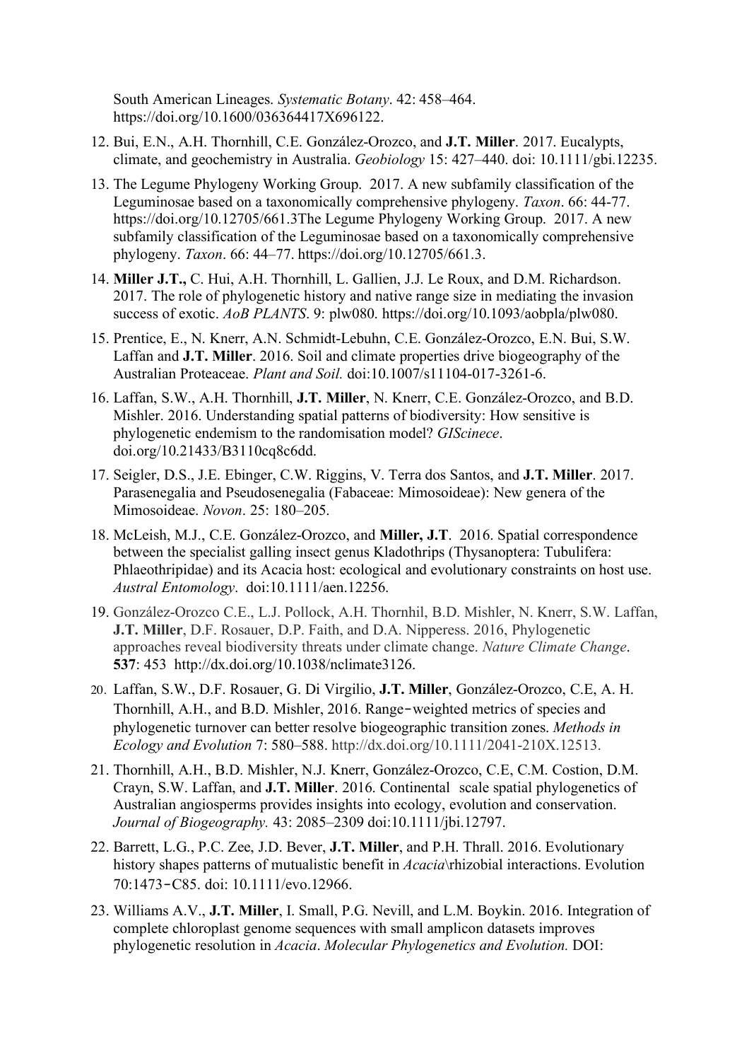South American Lineages. *Systematic Botany*. 42: 458–464. https://doi.org/10.1600/036364417X696122.

12. Bui, E.N., A.H. Thornhill, C.E. González-Orozco, and **J.T. Miller**. 2017. Eucalypts, climate, and geochemistry in Australia. *Geobiology* 15: 427–440. doi: 10.1111/gbi.12235.

13. The Legume Phylogeny Working Group. 2017. A new subfamily classification of the Leguminosae based on a taxonomically comprehensive phylogeny. *Taxon*. 66: 44-77. https://doi.org/10.12705/661.3The Legume Phylogeny Working Group. 2017. A new subfamily classification of the Leguminosae based on a taxonomically comprehensive phylogeny. *Taxon*. 66: 44–77. https://doi.org/10.12705/661.3.

14. **Miller J.T.,** C. Hui, A.H. Thornhill, L. Gallien, J.J. Le Roux, and D.M. Richardson. 2017. The role of phylogenetic history and native range size in mediating the invasion success of exotic. *AoB PLANTS*. 9: plw080. https://doi.org/10.1093/aobpla/plw080.

15. Prentice, E., N. Knerr, A.N. Schmidt-Lebuhn, C.E. González-Orozco, E.N. Bui, S.W. Laffan and **J.T. Miller**. 2016. Soil and climate properties drive biogeography of the Australian Proteaceae. *Plant and Soil.* doi:10.1007/s11104-017-3261-6.

16. Laffan, S.W., A.H. Thornhill, **J.T. Miller**, N. Knerr, C.E. González-Orozco, and B.D. Mishler. 2016. Understanding spatial patterns of biodiversity: How sensitive is phylogenetic endemism to the randomisation model? *GIScinece*. doi.org/10.21433/B3110cq8c6dd.

17. Seigler, D.S., J.E. Ebinger, C.W. Riggins, V. Terra dos Santos, and **J.T. Miller**. 2017. Parasenegalia and Pseudosenegalia (Fabaceae: Mimosoideae): New genera of the Mimosoideae. *Novon*. 25: 180–205.

18. McLeish, M.J., C.E. González-Orozco, and **Miller, J.T**. 2016. Spatial correspondence between the specialist galling insect genus Kladothrips (Thysanoptera: Tubulifera: Phlaeothripidae) and its Acacia host: ecological and evolutionary constraints on host use. *Austral Entomology*. doi:10.1111/aen.12256.

19. González-Orozco C.E., L.J. Pollock, A.H. Thornhil, B.D. Mishler, N. Knerr, S.W. Laffan, **J.T. Miller**, D.F. Rosauer, D.P. Faith, and D.A. Nipperess. 2016, Phylogenetic approaches reveal biodiversity threats under climate change. *Nature Climate Change*. **537**: 453 http://dx.doi.org/10.1038/nclimate3126.

20. Laffan, S.W., D.F. Rosauer, G. Di Virgilio, **J.T. Miller**, González-Orozco, C.E, A. H. Thornhill, A.H., and B.D. Mishler, 2016. Range‐weighted metrics of species and phylogenetic turnover can better resolve biogeographic transition zones. *Methods in Ecology and Evolution* 7: 580–588. http://dx.doi.org/10.1111/2041-210X.12513.

21. Thornhill, A.H., B.D. Mishler, N.J. Knerr, González-Orozco, C.E, C.M. Costion, D.M. Crayn, S.W. Laffan, and **J.T. Miller**. 2016. Continental scale spatial phylogenetics of Australian angiosperms provides insights into ecology, evolution and conservation. *Journal of Biogeography.* 43: 2085–2309 doi:10.1111/jbi.12797.

22. Barrett, L.G., P.C. Zee, J.D. Bever, **J.T. Miller**, and P.H. Thrall. 2016. Evolutionary history shapes patterns of mutualistic benefit in *Acacia*\rhizobial interactions. Evolution 70:1473‐C85. doi: 10.1111/evo.12966.

23. Williams A.V., **J.T. Miller**, I. Small, P.G. Nevill, and L.M. Boykin. 2016. Integration of complete chloroplast genome sequences with small amplicon datasets improves phylogenetic resolution in *Acacia*. *Molecular Phylogenetics and Evolution.* DOI: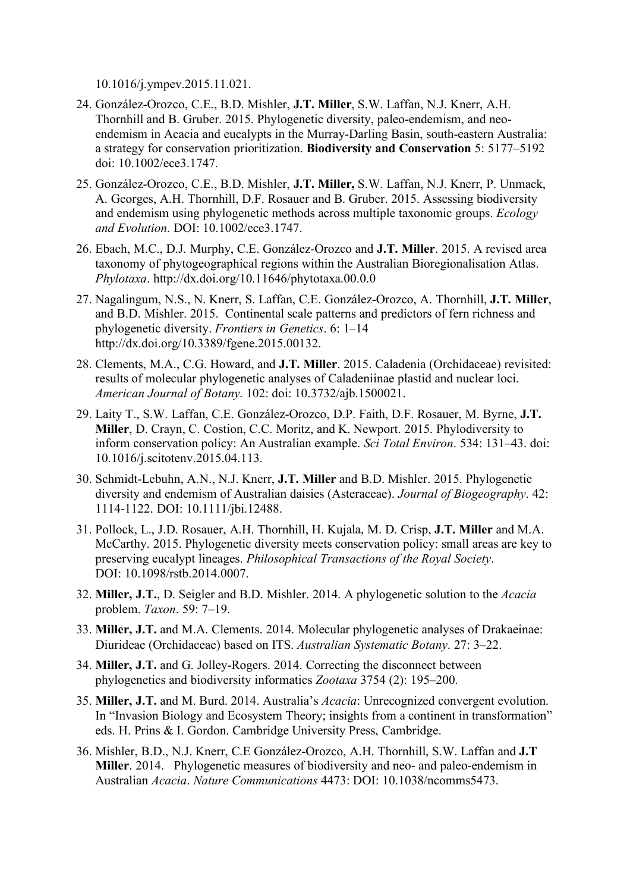10.1016/j.ympev.2015.11.021.

24. González-Orozco, C.E., B.D. Mishler, **J.T. Miller**, S.W. Laffan, N.J. Knerr, A.H. Thornhill and B. Gruber. 2015. Phylogenetic diversity, paleo-endemism, and neo-endemism in Acacia and eucalypts in the Murray-Darling Basin, south-eastern Australia: a strategy for conservation prioritization. **Biodiversity and Conservation** 5: 5177–5192 doi: 10.1002/ece3.1747.

25. González-Orozco, C.E., B.D. Mishler, **J.T. Miller,** S.W. Laffan, N.J. Knerr, P. Unmack, A. Georges, A.H. Thornhill, D.F. Rosauer and B. Gruber. 2015. Assessing biodiversity and endemism using phylogenetic methods across multiple taxonomic groups. *Ecology and Evolution*. DOI: 10.1002/ece3.1747.

26. Ebach, M.C., D.J. Murphy, C.E. González-Orozco and **J.T. Miller**. 2015. A revised area taxonomy of phytogeographical regions within the Australian Bioregionalisation Atlas. *Phylotaxa*. http://dx.doi.org/10.11646/phytotaxa.00.0.0

27. Nagalingum, N.S., N. Knerr, S. Laffan, C.E. González-Orozco, A. Thornhill, **J.T. Miller**, and B.D. Mishler. 2015. Continental scale patterns and predictors of fern richness and phylogenetic diversity. *Frontiers in Genetics*. 6: 1–14 http://dx.doi.org/10.3389/fgene.2015.00132.

28. Clements, M.A., C.G. Howard, and **J.T. Miller**. 2015. Caladenia (Orchidaceae) revisited: results of molecular phylogenetic analyses of Caladeniinae plastid and nuclear loci. *American Journal of Botany*. 102: doi: 10.3732/ajb.1500021.

29. Laity T., S.W. Laffan, C.E. González-Orozco, D.P. Faith, D.F. Rosauer, M. Byrne, **J.T. Miller**, D. Crayn, C. Costion, C.C. Moritz, and K. Newport. 2015. Phylodiversity to inform conservation policy: An Australian example. *Sci Total Environ*. 534: 131–43. doi: 10.1016/j.scitotenv.2015.04.113.

30. Schmidt-Lebuhn, A.N., N.J. Knerr, **J.T. Miller** and B.D. Mishler. 2015. Phylogenetic diversity and endemism of Australian daisies (Asteraceae). *Journal of Biogeography*. 42: 1114-1122. DOI: 10.1111/jbi.12488.

31. Pollock, L., J.D. Rosauer, A.H. Thornhill, H. Kujala, M. D. Crisp, **J.T. Miller** and M.A. McCarthy. 2015. Phylogenetic diversity meets conservation policy: small areas are key to preserving eucalypt lineages. *Philosophical Transactions of the Royal Society*. DOI: 10.1098/rstb.2014.0007.

32. **Miller, J.T.**, D. Seigler and B.D. Mishler. 2014. A phylogenetic solution to the *Acacia* problem. *Taxon*. 59: 7–19.

33. **Miller, J.T.** and M.A. Clements. 2014. Molecular phylogenetic analyses of Drakaeinae: Diurideae (Orchidaceae) based on ITS. *Australian Systematic Botany*. 27: 3–22.

34. **Miller, J.T.** and G. Jolley-Rogers. 2014. Correcting the disconnect between phylogenetics and biodiversity informatics *Zootaxa* 3754 (2): 195–200.

35. **Miller, J.T.** and M. Burd. 2014. Australia's *Acacia*: Unrecognized convergent evolution. In "Invasion Biology and Ecosystem Theory; insights from a continent in transformation" eds. H. Prins & I. Gordon. Cambridge University Press, Cambridge.

36. Mishler, B.D., N.J. Knerr, C.E González-Orozco, A.H. Thornhill, S.W. Laffan and **J.T Miller**. 2014. Phylogenetic measures of biodiversity and neo- and paleo-endemism in Australian *Acacia*. *Nature Communications* 4473: DOI: 10.1038/ncomms5473.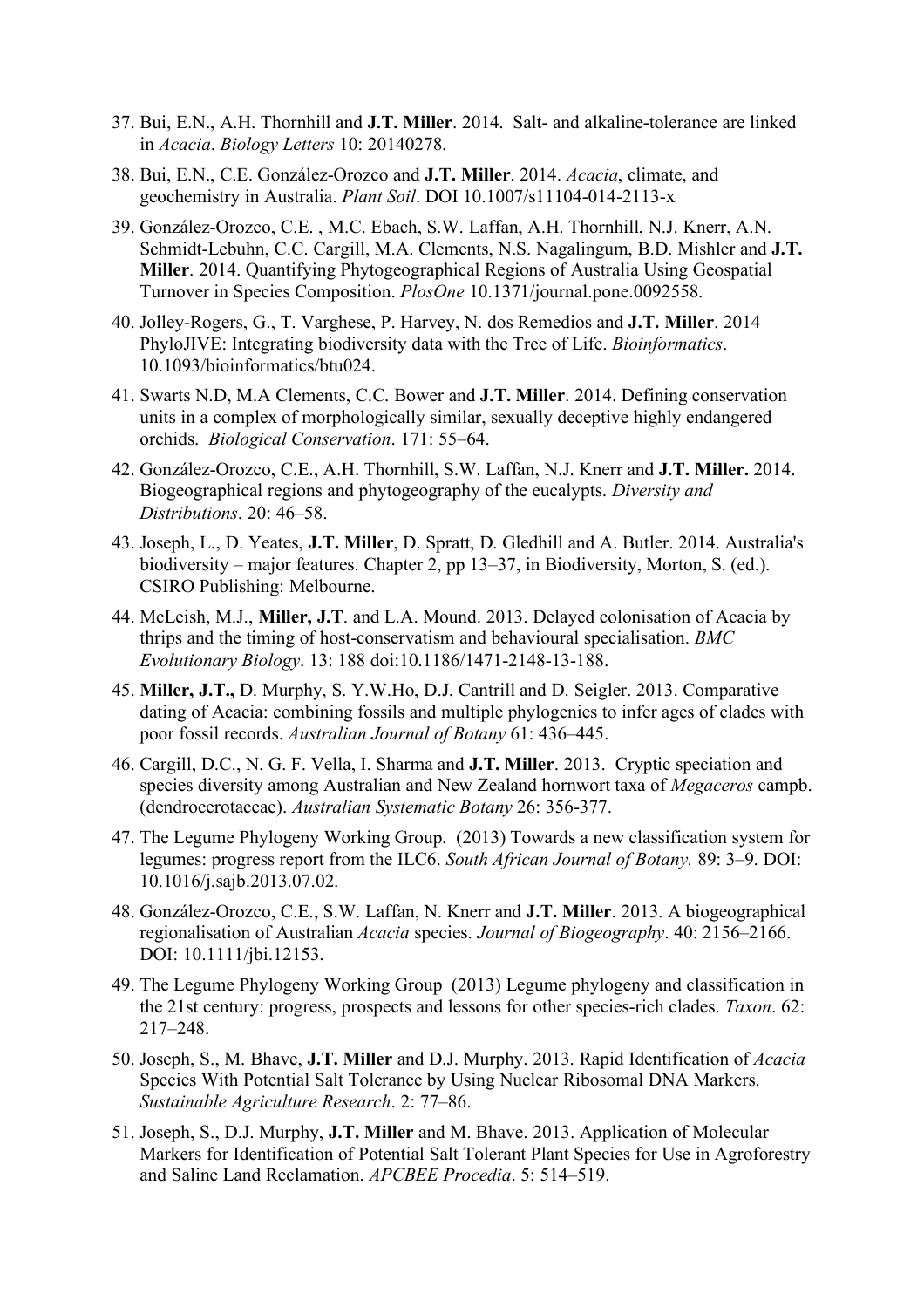37. Bui, E.N., A.H. Thornhill and **J.T. Miller**. 2014. Salt- and alkaline-tolerance are linked in *Acacia*. *Biology Letters* 10: 20140278.

38. Bui, E.N., C.E. González-Orozco and **J.T. Miller**. 2014. *Acacia*, climate, and geochemistry in Australia. *Plant Soil*. DOI 10.1007/s11104-014-2113-x

39. González-Orozco, C.E. , M.C. Ebach, S.W. Laffan, A.H. Thornhill, N.J. Knerr, A.N. Schmidt-Lebuhn, C.C. Cargill, M.A. Clements, N.S. Nagalingum, B.D. Mishler and **J.T. Miller**. 2014. Quantifying Phytogeographical Regions of Australia Using Geospatial Turnover in Species Composition. *PlosOne* 10.1371/journal.pone.0092558.

40. Jolley-Rogers, G., T. Varghese, P. Harvey, N. dos Remedios and **J.T. Miller**. 2014 PhyloJIVE: Integrating biodiversity data with the Tree of Life. *Bioinformatics*. 10.1093/bioinformatics/btu024.

41. Swarts N.D, M.A Clements, C.C. Bower and **J.T. Miller**. 2014. Defining conservation units in a complex of morphologically similar, sexually deceptive highly endangered orchids. *Biological Conservation*. 171: 55–64.

42. González-Orozco, C.E., A.H. Thornhill, S.W. Laffan, N.J. Knerr and **J.T. Miller.** 2014. Biogeographical regions and phytogeography of the eucalypts. *Diversity and Distributions*. 20: 46–58.

43. Joseph, L., D. Yeates, **J.T. Miller**, D. Spratt, D. Gledhill and A. Butler. 2014. Australia's biodiversity – major features. Chapter 2, pp 13–37, in Biodiversity, Morton, S. (ed.). CSIRO Publishing: Melbourne.

44. McLeish, M.J., **Miller, J.T**. and L.A. Mound. 2013. Delayed colonisation of Acacia by thrips and the timing of host-conservatism and behavioural specialisation. *BMC Evolutionary Biology*. 13: 188 doi:10.1186/1471-2148-13-188.

45. **Miller, J.T.,** D. Murphy, S. Y.W.Ho, D.J. Cantrill and D. Seigler. 2013. Comparative dating of Acacia: combining fossils and multiple phylogenies to infer ages of clades with poor fossil records. *Australian Journal of Botany* 61: 436–445.

46. Cargill, D.C., N. G. F. Vella, I. Sharma and **J.T. Miller**. 2013. Cryptic speciation and species diversity among Australian and New Zealand hornwort taxa of *Megaceros* campb. (dendrocerotaceae). *Australian Systematic Botany* 26: 356-377.

47. The Legume Phylogeny Working Group. (2013) Towards a new classification system for legumes: progress report from the ILC6. *South African Journal of Botany.* 89: 3–9. DOI: 10.1016/j.sajb.2013.07.02.

48. González-Orozco, C.E., S.W. Laffan, N. Knerr and **J.T. Miller**. 2013. A biogeographical regionalisation of Australian *Acacia* species. *Journal of Biogeography*. 40: 2156–2166. DOI: 10.1111/jbi.12153.

49. The Legume Phylogeny Working Group (2013) Legume phylogeny and classification in the 21st century: progress, prospects and lessons for other species-rich clades. *Taxon*. 62: 217–248.

50. Joseph, S., M. Bhave, **J.T. Miller** and D.J. Murphy. 2013. Rapid Identification of *Acacia* Species With Potential Salt Tolerance by Using Nuclear Ribosomal DNA Markers. *Sustainable Agriculture Research*. 2: 77–86.

51. Joseph, S., D.J. Murphy, **J.T. Miller** and M. Bhave. 2013. Application of Molecular Markers for Identification of Potential Salt Tolerant Plant Species for Use in Agroforestry and Saline Land Reclamation. *APCBEE Procedia*. 5: 514–519.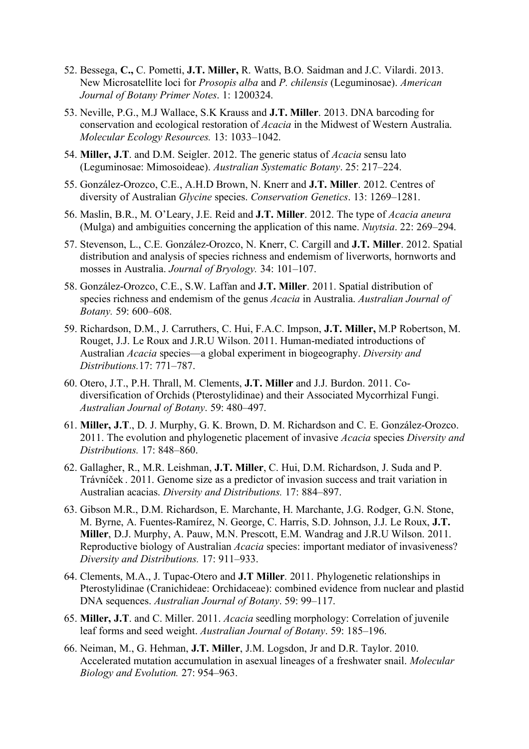52. Bessega, **C.,** C. Pometti, **J.T. Miller,** R. Watts, B.O. Saidman and J.C. Vilardi. 2013. New Microsatellite loci for *Prosopis alba* and *P. chilensis* (Leguminosae). *American Journal of Botany Primer Notes*. 1: 1200324.

53. Neville, P.G., M.J Wallace, S.K Krauss and **J.T. Miller**. 2013. DNA barcoding for conservation and ecological restoration of *Acacia* in the Midwest of Western Australia. *Molecular Ecology Resources.* 13: 1033–1042.

54. **Miller, J.T**. and D.M. Seigler. 2012. The generic status of *Acacia* sensu lato (Leguminosae: Mimosoideae). *Australian Systematic Botany*. 25: 217–224.

55. González-Orozco, C.E., A.H.D Brown, N. Knerr and **J.T. Miller**. 2012. Centres of diversity of Australian *Glycine* species. *Conservation Genetics*. 13: 1269–1281.

56. Maslin, B.R., M. O'Leary, J.E. Reid and **J.T. Miller**. 2012. The type of *Acacia aneura* (Mulga) and ambiguities concerning the application of this name. *Nuytsia*. 22: 269–294.

57. Stevenson, L., C.E. González-Orozco, N. Knerr, C. Cargill and **J.T. Miller**. 2012. Spatial distribution and analysis of species richness and endemism of liverworts, hornworts and mosses in Australia. *Journal of Bryology.* 34: 101–107.

58. González-Orozco, C.E., S.W. Laffan and **J.T. Miller**. 2011. Spatial distribution of species richness and endemism of the genus *Acacia* in Australia. *Australian Journal of Botany.* 59: 600–608.

59. Richardson, D.M., J. Carruthers, C. Hui, F.A.C. Impson, **J.T. Miller,** M.P Robertson, M. Rouget, J.J. Le Roux and J.R.U Wilson. 2011. Human-mediated introductions of Australian *Acacia* species—a global experiment in biogeography. *Diversity and Distributions.*17: 771–787.

60. Otero, J.T., P.H. Thrall, M. Clements, **J.T. Miller** and J.J. Burdon. 2011. Co-diversification of Orchids (Pterostylidinae) and their Associated Mycorrhizal Fungi. *Australian Journal of Botany*. 59: 480–497.

61. **Miller, J.T**., D. J. Murphy, G. K. Brown, D. M. Richardson and C. E. González-Orozco. 2011. The evolution and phylogenetic placement of invasive *Acacia* species *Diversity and Distributions.* 17: 848–860.

62. Gallagher, R., M.R. Leishman, **J.T. Miller**, C. Hui, D.M. Richardson, J. Suda and P. Trávníček . 2011. Genome size as a predictor of invasion success and trait variation in Australian acacias. *Diversity and Distributions.* 17: 884–897.

63. Gibson M.R., D.M. Richardson, E. Marchante, H. Marchante, J.G. Rodger, G.N. Stone, M. Byrne, A. Fuentes-Ramírez, N. George, C. Harris, S.D. Johnson, J.J. Le Roux, **J.T. Miller**, D.J. Murphy, A. Pauw, M.N. Prescott, E.M. Wandrag and J.R.U Wilson. 2011. Reproductive biology of Australian *Acacia* species: important mediator of invasiveness? *Diversity and Distributions.* 17: 911–933.

64. Clements, M.A., J. Tupac-Otero and **J.T Miller**. 2011. Phylogenetic relationships in Pterostylidinae (Cranichideae: Orchidaceae): combined evidence from nuclear and plastid DNA sequences. *Australian Journal of Botany*. 59: 99–117.

65. **Miller, J.T**. and C. Miller. 2011. *Acacia* seedling morphology: Correlation of juvenile leaf forms and seed weight. *Australian Journal of Botany*. 59: 185–196.

66. Neiman, M., G. Hehman, **J.T. Miller**, J.M. Logsdon, Jr and D.R. Taylor. 2010. Accelerated mutation accumulation in asexual lineages of a freshwater snail. *Molecular Biology and Evolution.* 27: 954–963.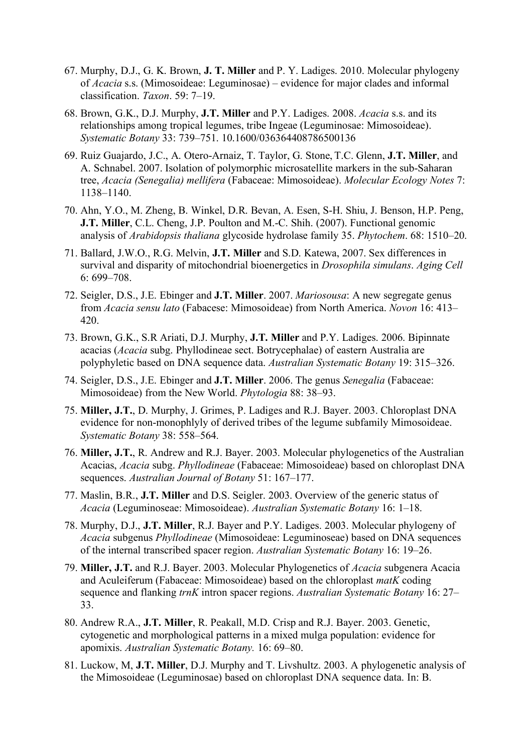67. Murphy, D.J., G. K. Brown, **J. T. Miller** and P. Y. Ladiges. 2010. Molecular phylogeny of *Acacia* s.s. (Mimosoideae: Leguminosae) – evidence for major clades and informal classification. *Taxon*. 59: 7–19.

68. Brown, G.K., D.J. Murphy, **J.T. Miller** and P.Y. Ladiges. 2008. *Acacia* s.s. and its relationships among tropical legumes, tribe Ingeae (Leguminosae: Mimosoideae). *Systematic Botany* 33: 739–751. 10.1600/036364408786500136

69. Ruiz Guajardo, J.C., A. Otero-Arnaiz, T. Taylor, G. Stone, T.C. Glenn, **J.T. Miller**, and A. Schnabel. 2007. Isolation of polymorphic microsatellite markers in the sub-Saharan tree, *Acacia (Senegalia) mellifera* (Fabaceae: Mimosoideae). *Molecular Ecology Notes* 7: 1138–1140.

70. Ahn, Y.O., M. Zheng, B. Winkel, D.R. Bevan, A. Esen, S-H. Shiu, J. Benson, H.P. Peng, **J.T. Miller**, C.L. Cheng, J.P. Poulton and M.-C. Shih. (2007). Functional genomic analysis of *Arabidopsis thaliana* glycoside hydrolase family 35. *Phytochem*. 68: 1510–20.

71. Ballard, J.W.O., R.G. Melvin, **J.T. Miller** and S.D. Katewa, 2007. Sex differences in survival and disparity of mitochondrial bioenergetics in *Drosophila simulans*. *Aging Cell* 6: 699–708.

72. Seigler, D.S., J.E. Ebinger and **J.T. Miller**. 2007. *Mariosousa*: A new segregate genus from *Acacia sensu lato* (Fabacese: Mimosoideae) from North America. *Novon* 16: 413–420.

73. Brown, G.K., S.R Ariati, D.J. Murphy, **J.T. Miller** and P.Y. Ladiges. 2006. Bipinnate acacias (*Acacia* subg. Phyllodineae sect. Botrycephalae) of eastern Australia are polyphyletic based on DNA sequence data. *Australian Systematic Botany* 19: 315–326.

74. Seigler, D.S., J.E. Ebinger and **J.T. Miller**. 2006. The genus *Senegalia* (Fabaceae: Mimosoideae) from the New World. *Phytologia* 88: 38–93.

75. **Miller, J.T.**, D. Murphy, J. Grimes, P. Ladiges and R.J. Bayer. 2003. Chloroplast DNA evidence for non-monophlyly of derived tribes of the legume subfamily Mimosoideae. *Systematic Botany* 38: 558–564.

76. **Miller, J.T.**, R. Andrew and R.J. Bayer. 2003. Molecular phylogenetics of the Australian Acacias, *Acacia* subg. *Phyllodineae* (Fabaceae: Mimosoideae) based on chloroplast DNA sequences. *Australian Journal of Botany* 51: 167–177.

77. Maslin, B.R., **J.T. Miller** and D.S. Seigler. 2003. Overview of the generic status of *Acacia* (Leguminoseae: Mimosoideae). *Australian Systematic Botany* 16: 1–18.

78. Murphy, D.J., **J.T. Miller**, R.J. Bayer and P.Y. Ladiges. 2003. Molecular phylogeny of *Acacia* subgenus *Phyllodineae* (Mimosoideae: Leguminoseae) based on DNA sequences of the internal transcribed spacer region. *Australian Systematic Botany* 16: 19–26.

79. **Miller, J.T.** and R.J. Bayer. 2003. Molecular Phylogenetics of *Acacia* subgenera Acacia and Aculeiferum (Fabaceae: Mimosoideae) based on the chloroplast *matK* coding sequence and flanking *trnK* intron spacer regions. *Australian Systematic Botany* 16: 27–33.

80. Andrew R.A., **J.T. Miller**, R. Peakall, M.D. Crisp and R.J. Bayer. 2003. Genetic, cytogenetic and morphological patterns in a mixed mulga population: evidence for apomixis. *Australian Systematic Botany.* 16: 69–80.

81. Luckow, M, **J.T. Miller**, D.J. Murphy and T. Livshultz. 2003. A phylogenetic analysis of the Mimosoideae (Leguminosae) based on chloroplast DNA sequence data. In: B.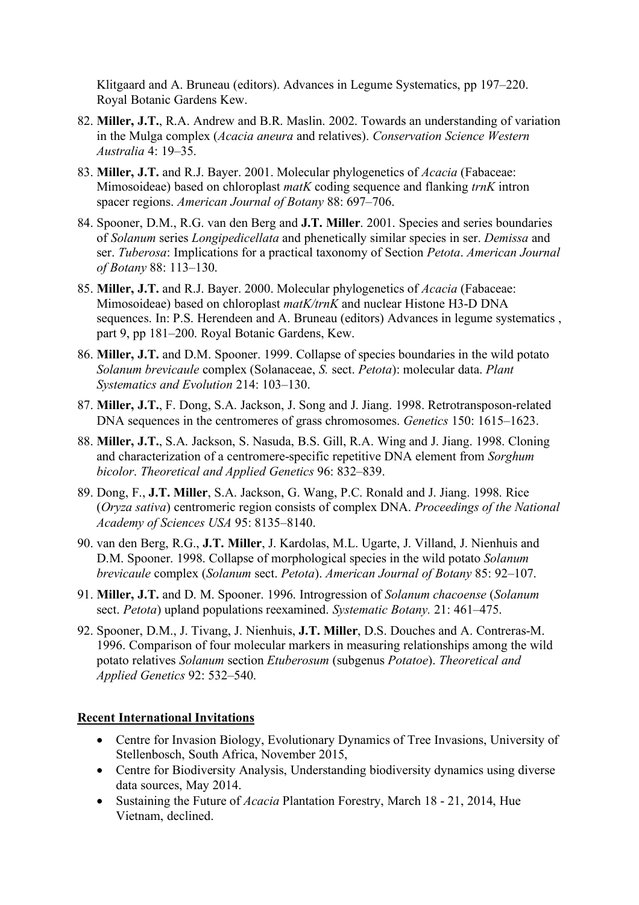Klitgaard and A. Bruneau (editors). Advances in Legume Systematics, pp 197–220. Royal Botanic Gardens Kew.

82. **Miller, J.T.**, R.A. Andrew and B.R. Maslin. 2002. Towards an understanding of variation in the Mulga complex (*Acacia aneura* and relatives). *Conservation Science Western Australia* 4: 19–35.

83. **Miller, J.T.** and R.J. Bayer. 2001. Molecular phylogenetics of *Acacia* (Fabaceae: Mimosoideae) based on chloroplast *matK* coding sequence and flanking *trnK* intron spacer regions. *American Journal of Botany* 88: 697–706.

84. Spooner, D.M., R.G. van den Berg and **J.T. Miller**. 2001. Species and series boundaries of *Solanum* series *Longipedicellata* and phenetically similar species in ser. *Demissa* and ser. *Tuberosa*: Implications for a practical taxonomy of Section *Petota*. *American Journal of Botany* 88: 113–130.

85. **Miller, J.T.** and R.J. Bayer. 2000. Molecular phylogenetics of *Acacia* (Fabaceae: Mimosoideae) based on chloroplast *matK/trnK* and nuclear Histone H3-D DNA sequences. In: P.S. Herendeen and A. Bruneau (editors) Advances in legume systematics , part 9, pp 181–200. Royal Botanic Gardens, Kew.

86. **Miller, J.T.** and D.M. Spooner. 1999. Collapse of species boundaries in the wild potato *Solanum brevicaule* complex (Solanaceae, *S.* sect. *Petota*): molecular data. *Plant Systematics and Evolution* 214: 103–130.

87. **Miller, J.T.**, F. Dong, S.A. Jackson, J. Song and J. Jiang. 1998. Retrotransposon-related DNA sequences in the centromeres of grass chromosomes. *Genetics* 150: 1615–1623.

88. **Miller, J.T.**, S.A. Jackson, S. Nasuda, B.S. Gill, R.A. Wing and J. Jiang. 1998. Cloning and characterization of a centromere-specific repetitive DNA element from *Sorghum bicolor*. *Theoretical and Applied Genetics* 96: 832–839.

89. Dong, F., **J.T. Miller**, S.A. Jackson, G. Wang, P.C. Ronald and J. Jiang. 1998. Rice (*Oryza sativa*) centromeric region consists of complex DNA. *Proceedings of the National Academy of Sciences USA* 95: 8135–8140.

90. van den Berg, R.G., **J.T. Miller**, J. Kardolas, M.L. Ugarte, J. Villand, J. Nienhuis and D.M. Spooner. 1998. Collapse of morphological species in the wild potato *Solanum brevicaule* complex (*Solanum* sect. *Petota*). *American Journal of Botany* 85: 92–107.

91. **Miller, J.T.** and D. M. Spooner. 1996. Introgression of *Solanum chacoense* (*Solanum* sect. *Petota*) upland populations reexamined. *Systematic Botany.* 21: 461–475.

92. Spooner, D.M., J. Tivang, J. Nienhuis, **J.T. Miller**, D.S. Douches and A. Contreras-M. 1996. Comparison of four molecular markers in measuring relationships among the wild potato relatives *Solanum* section *Etuberosum* (subgenus *Potatoe*). *Theoretical and Applied Genetics* 92: 532–540.

## Recent International Invitations

- Centre for Invasion Biology, Evolutionary Dynamics of Tree Invasions, University of Stellenbosch, South Africa, November 2015,
- Centre for Biodiversity Analysis, Understanding biodiversity dynamics using diverse data sources, May 2014.
- Sustaining the Future of *Acacia* Plantation Forestry, March 18 - 21, 2014, Hue Vietnam, declined.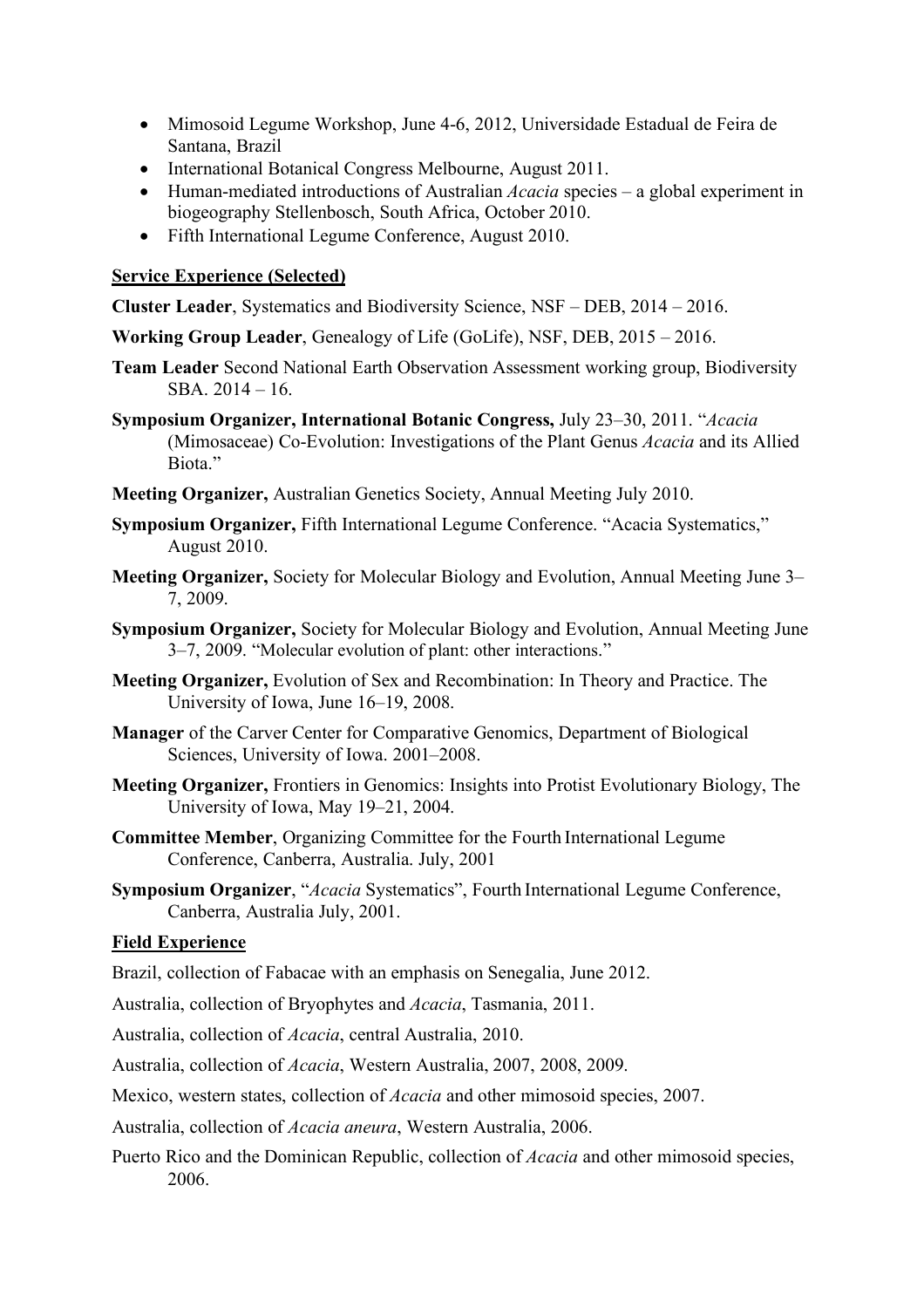- Mimosoid Legume Workshop, June 4-6, 2012, Universidade Estadual de Feira de Santana, Brazil
- International Botanical Congress Melbourne, August 2011.
- Human-mediated introductions of Australian *Acacia* species – a global experiment in biogeography Stellenbosch, South Africa, October 2010.
- Fifth International Legume Conference, August 2010.

## Service Experience (Selected)

**Cluster Leader**, Systematics and Biodiversity Science, NSF – DEB, 2014 – 2016.

**Working Group Leader**, Genealogy of Life (GoLife), NSF, DEB, 2015 – 2016.

**Team Leader** Second National Earth Observation Assessment working group, Biodiversity SBA. 2014 – 16.

**Symposium Organizer, International Botanic Congress,** July 23–30, 2011. "*Acacia* (Mimosaceae) Co-Evolution: Investigations of the Plant Genus *Acacia* and its Allied Biota."

**Meeting Organizer,** Australian Genetics Society, Annual Meeting July 2010.

**Symposium Organizer,** Fifth International Legume Conference. "Acacia Systematics," August 2010.

**Meeting Organizer,** Society for Molecular Biology and Evolution, Annual Meeting June 3–7, 2009.

**Symposium Organizer,** Society for Molecular Biology and Evolution, Annual Meeting June 3–7, 2009. "Molecular evolution of plant: other interactions."

**Meeting Organizer,** Evolution of Sex and Recombination: In Theory and Practice. The University of Iowa, June 16–19, 2008.

**Manager** of the Carver Center for Comparative Genomics, Department of Biological Sciences, University of Iowa. 2001–2008.

**Meeting Organizer,** Frontiers in Genomics: Insights into Protist Evolutionary Biology, The University of Iowa, May 19–21, 2004.

**Committee Member**, Organizing Committee for the Fourth International Legume Conference, Canberra, Australia. July, 2001

**Symposium Organizer**, "*Acacia* Systematics", Fourth International Legume Conference, Canberra, Australia July, 2001.

## Field Experience

Brazil, collection of Fabacae with an emphasis on Senegalia, June 2012.

Australia, collection of Bryophytes and *Acacia*, Tasmania, 2011.

Australia, collection of *Acacia*, central Australia, 2010.

Australia, collection of *Acacia*, Western Australia, 2007, 2008, 2009.

Mexico, western states, collection of *Acacia* and other mimosoid species, 2007.

Australia, collection of *Acacia aneura*, Western Australia, 2006.

Puerto Rico and the Dominican Republic, collection of *Acacia* and other mimosoid species, 2006.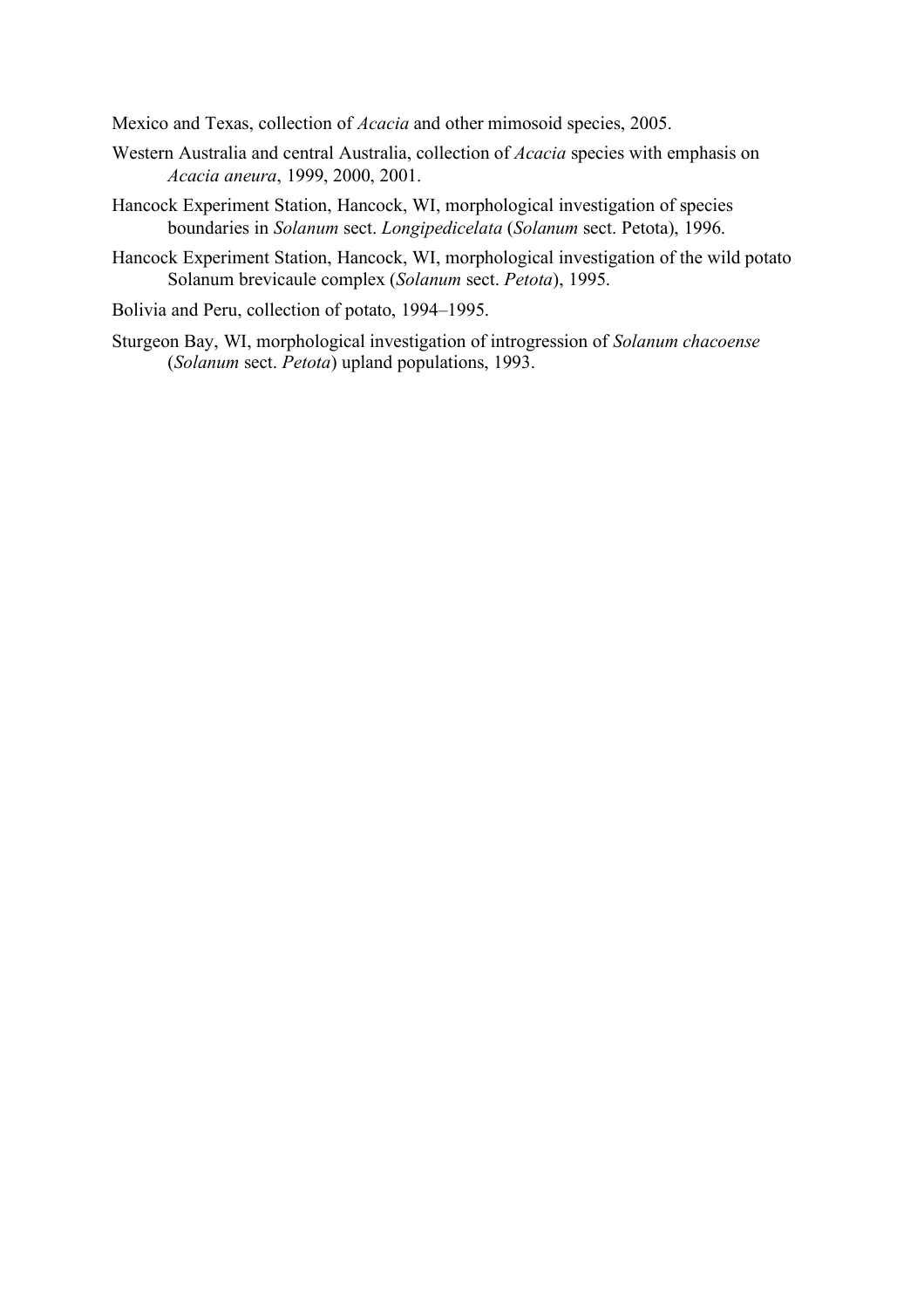Mexico and Texas, collection of *Acacia* and other mimosoid species, 2005.

Western Australia and central Australia, collection of *Acacia* species with emphasis on *Acacia aneura*, 1999, 2000, 2001.

Hancock Experiment Station, Hancock, WI, morphological investigation of species boundaries in *Solanum* sect. *Longipedicelata* (*Solanum* sect. Petota), 1996.

Hancock Experiment Station, Hancock, WI, morphological investigation of the wild potato Solanum brevicaule complex (*Solanum* sect. *Petota*), 1995.

Bolivia and Peru, collection of potato, 1994–1995.

Sturgeon Bay, WI, morphological investigation of introgression of *Solanum chacoense* (*Solanum* sect. *Petota*) upland populations, 1993.